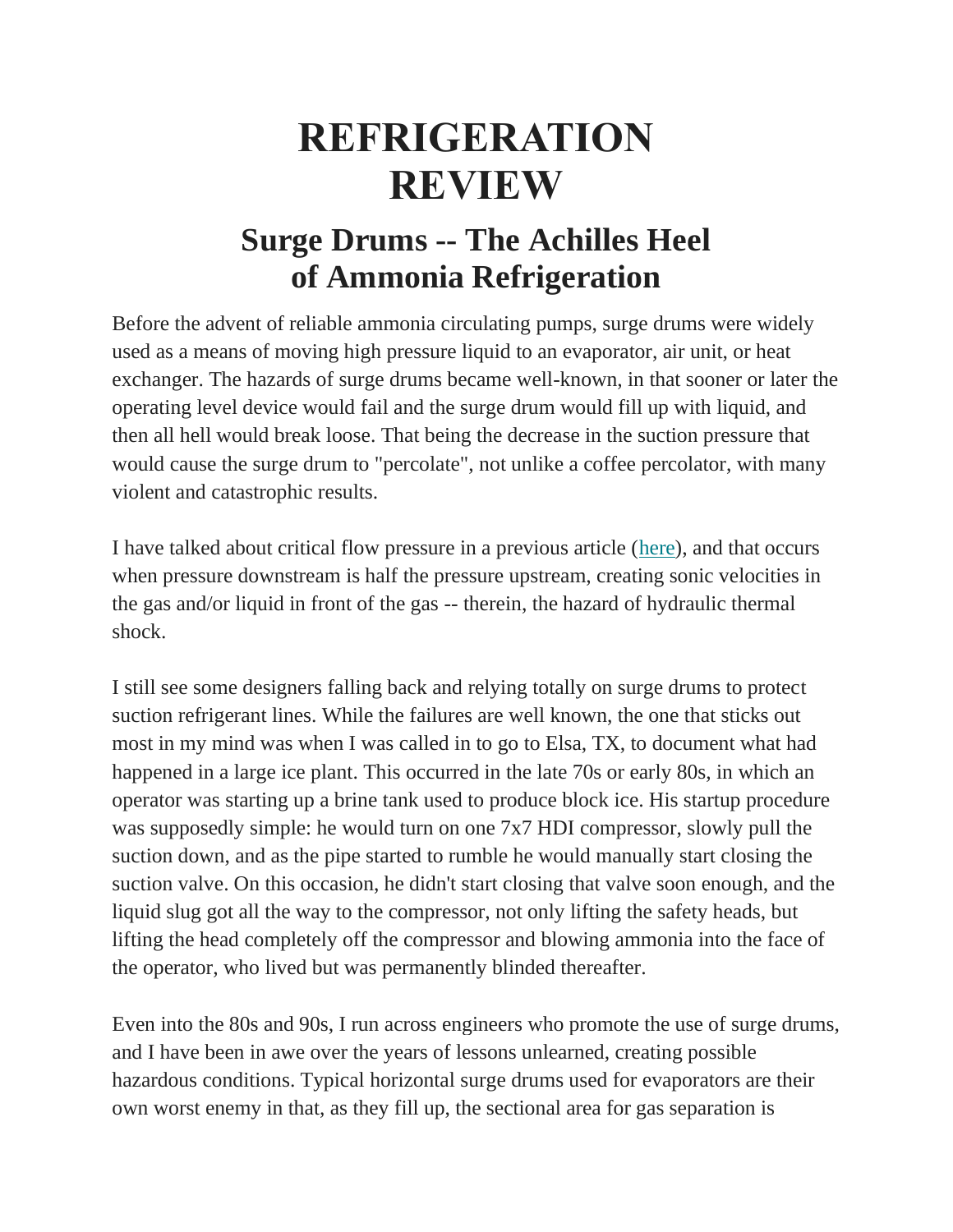# REFRIGERATION REVIEW

## Surge Drums -- The Achilles Heel of Ammonia Refrigeration

Before the advent of reliable ammonia circulating pumps, surge drums were widely used as a means of moving high pressure liquid to an evaporator, air unit, or heat exchanger. The hazards of surge drums became well-known, in that sooner or later the operating level device would fail and the surge drum would fill up with liquid, and then all hell would break loose. That being the decrease in the suction pressure that would cause the surge drum to "percolate", not unlike a coffee percolator, with many violent and catastrophic results.

I have talked about critical flow pressure in a previous article (here), and that occurs when pressure downstream is half the pressure upstream, creating sonic velocities in the gas and/or liquid in front of the gas -- therein, the hazard of hydraulic thermal shock.

I still see some designers falling back and relying totally on surge drums to protect suction refrigerant lines. While the failures are well known, the one that sticks out most in my mind was when I was called in to go to Elsa, TX, to document what had happened in a large ice plant. This occurred in the late 70s or early 80s, in which an operator was starting up a brine tank used to produce block ice. His startup procedure was supposedly simple: he would turn on one 7x7 HDI compressor, slowly pull the suction down, and as the pipe started to rumble he would manually start closing the suction valve. On this occasion, he didn't start closing that valve soon enough, and the liquid slug got all the way to the compressor, not only lifting the safety heads, but lifting the head completely off the compressor and blowing ammonia into the face of the operator, who lived but was permanently blinded thereafter.

Even into the 80s and 90s, I run across engineers who promote the use of surge drums, and I have been in awe over the years of lessons unlearned, creating possible hazardous conditions. Typical horizontal surge drums used for evaporators are their own worst enemy in that, as they fill up, the sectional area for gas separation is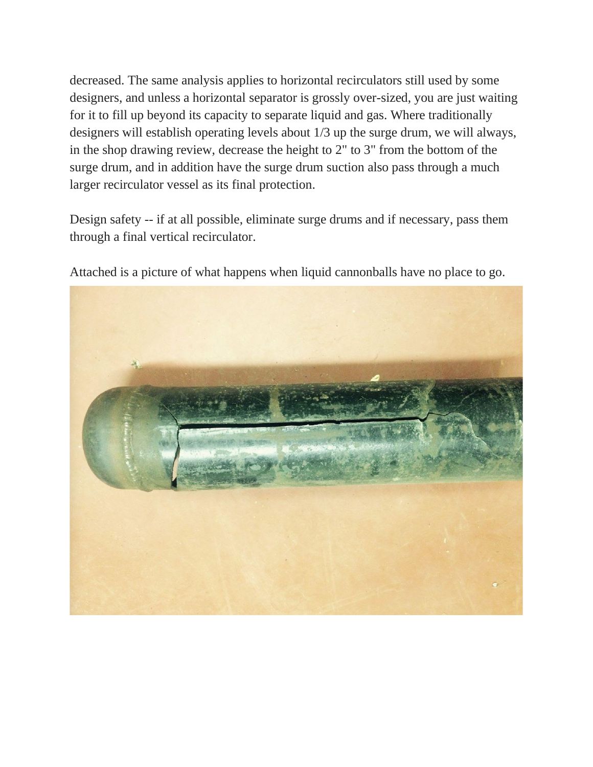decreased. The same analysis applies to horizontal recirculators still used by some designers, and unless a horizontal separator is grossly over-sized, you are just waiting for it to fill up beyond its capacity to separate liquid and gas. Where traditionally designers will establish operating levels about 1/3 up the surge drum, we will always, in the shop drawing review, decrease the height to 2" to 3" from the bottom of the surge drum, and in addition have the surge drum suction also pass through a much larger recirculator vessel as its final protection.

Design safety -- if at all possible, eliminate surge drums and if necessary, pass them through a final vertical recirculator.

Attached is a picture of what happens when liquid cannonballs have no place to go.